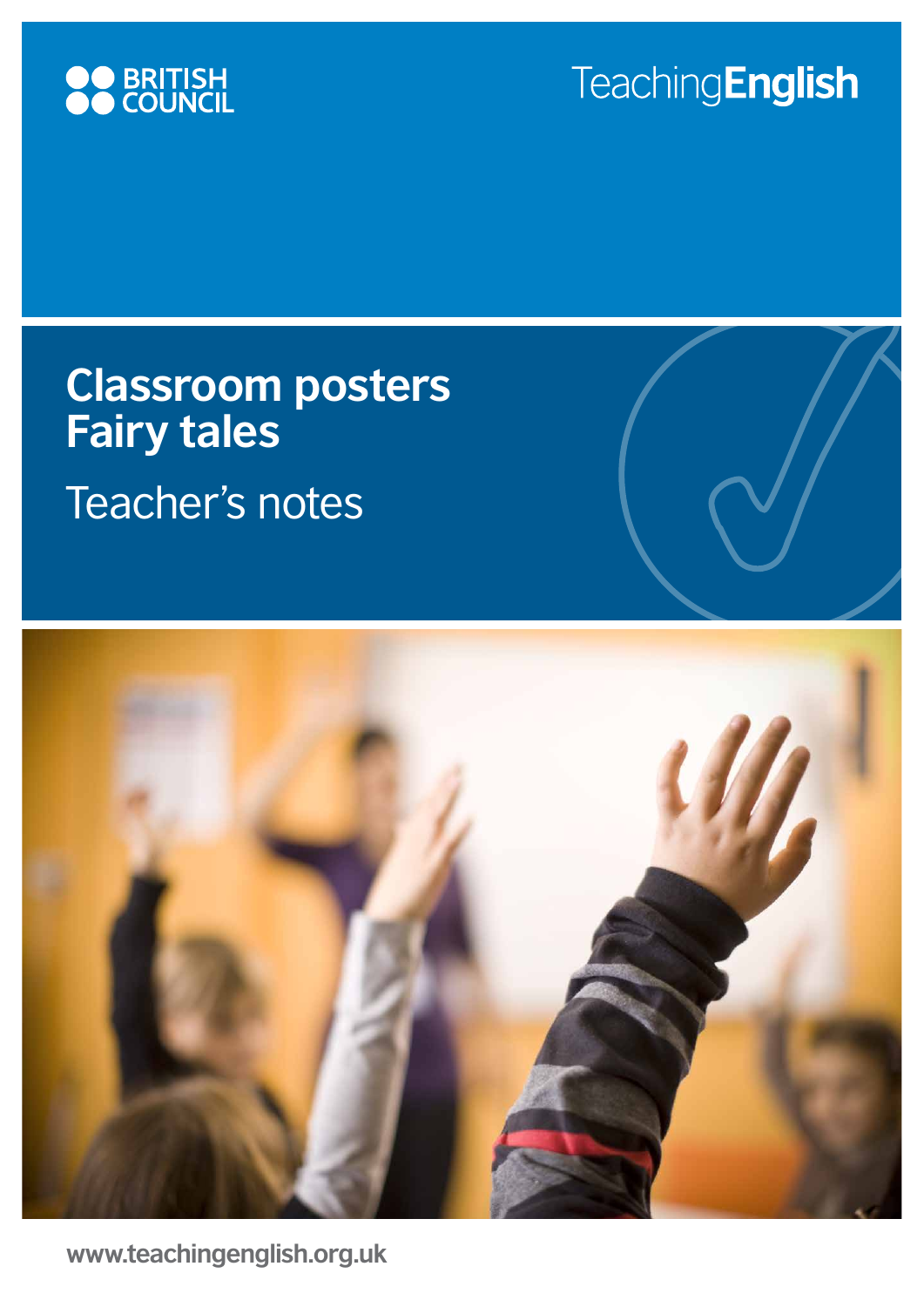BRITISH COUNCIL

TeachingEnglish

# Classroom posters Fairy tales

## Teacher's notes

www.teachingenglish.org.uk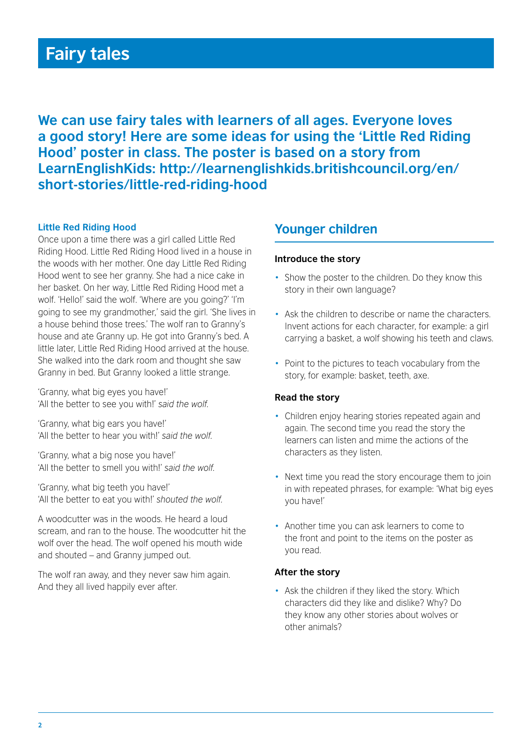# Fairy tales

**We can use fairy tales with learners of all ages. Everyone loves a good story! Here are some ideas for using the 'Little Red Riding Hood' poster in class. The poster is based on a story from LearnEnglishKids: http://learnenglishkids.britishcouncil.org/en/short-stories/little-red-riding-hood**

### Little Red Riding Hood

Once upon a time there was a girl called Little Red Riding Hood. Little Red Riding Hood lived in a house in the woods with her mother. One day Little Red Riding Hood went to see her granny. She had a nice cake in her basket. On her way, Little Red Riding Hood met a wolf. 'Hello!' said the wolf. 'Where are you going?' 'I'm going to see my grandmother,' said the girl. 'She lives in a house behind those trees.' The wolf ran to Granny's house and ate Granny up. He got into Granny's bed. A little later, Little Red Riding Hood arrived at the house. She walked into the dark room and thought she saw Granny in bed. But Granny looked a little strange.

'Granny, what big eyes you have!'
'All the better to see you with!' *said the wolf.*

'Granny, what big ears you have!'
'All the better to hear you with!' *said the wolf.*

'Granny, what a big nose you have!'
'All the better to smell you with!' *said the wolf.*

'Granny, what big teeth you have!'
'All the better to eat you with!' *shouted the wolf.*

A woodcutter was in the woods. He heard a loud scream, and ran to the house. The woodcutter hit the wolf over the head. The wolf opened his mouth wide and shouted – and Granny jumped out.

The wolf ran away, and they never saw him again. And they all lived happily ever after.

## Younger children

### Introduce the story

- Show the poster to the children. Do they know this story in their own language?
- Ask the children to describe or name the characters. Invent actions for each character, for example: a girl carrying a basket, a wolf showing his teeth and claws.
- Point to the pictures to teach vocabulary from the story, for example: basket, teeth, axe.

### Read the story

- Children enjoy hearing stories repeated again and again. The second time you read the story the learners can listen and mime the actions of the characters as they listen.
- Next time you read the story encourage them to join in with repeated phrases, for example: 'What big eyes you have!'
- Another time you can ask learners to come to the front and point to the items on the poster as you read.

### After the story

- Ask the children if they liked the story. Which characters did they like and dislike? Why? Do they know any other stories about wolves or other animals?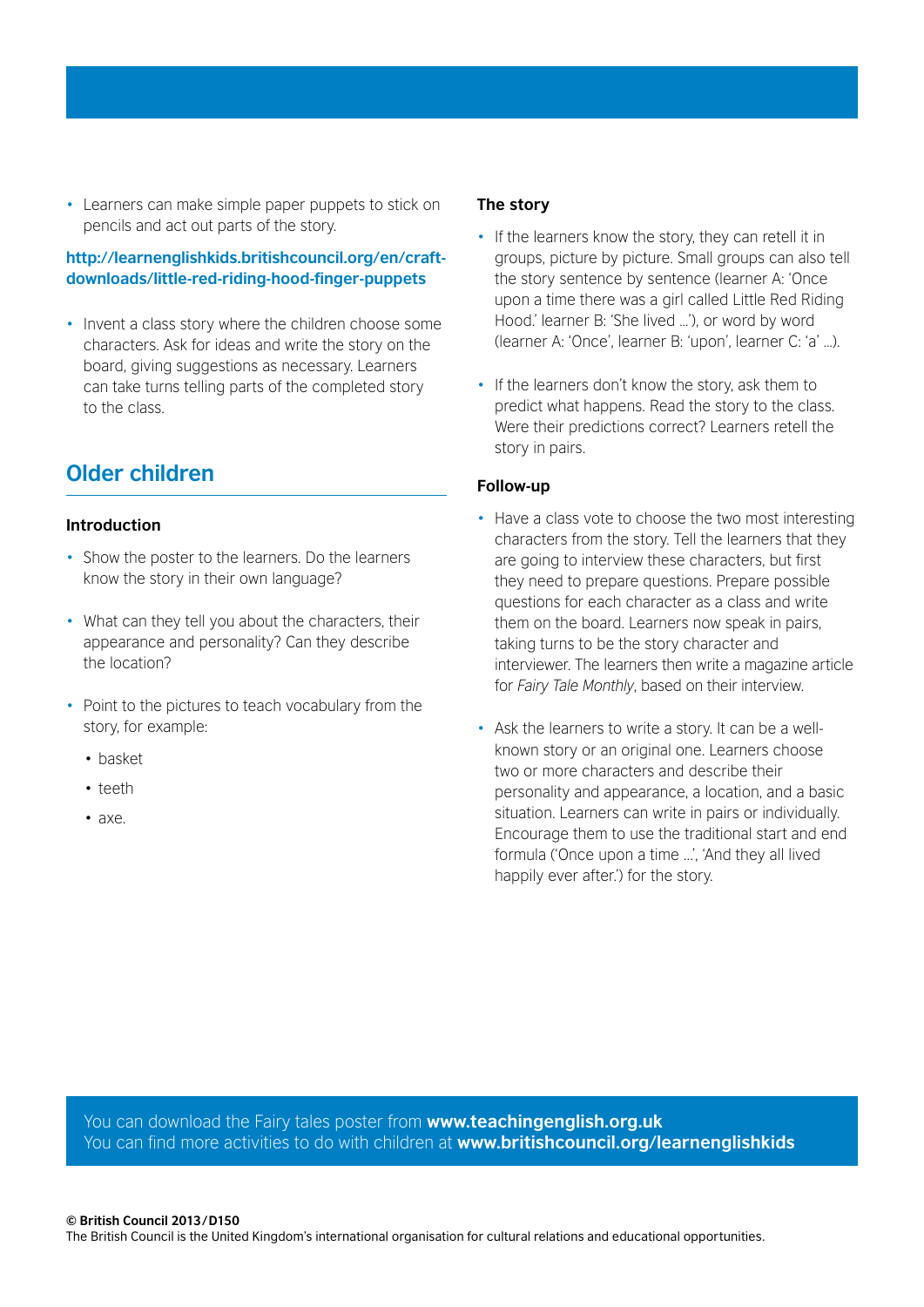- Learners can make simple paper puppets to stick on pencils and act out parts of the story.

**http://learnenglishkids.britishcouncil.org/en/craft-downloads/little-red-riding-hood-finger-puppets**

- Invent a class story where the children choose some characters. Ask for ideas and write the story on the board, giving suggestions as necessary. Learners can take turns telling parts of the completed story to the class.

## Older children

### Introduction

- Show the poster to the learners. Do the learners know the story in their own language?
- What can they tell you about the characters, their appearance and personality? Can they describe the location?
- Point to the pictures to teach vocabulary from the story, for example:
  - basket
  - teeth
  - axe.

### The story

- If the learners know the story, they can retell it in groups, picture by picture. Small groups can also tell the story sentence by sentence (learner A: 'Once upon a time there was a girl called Little Red Riding Hood.' learner B: 'She lived …'), or word by word (learner A: 'Once', learner B: 'upon', learner C: 'a' …).
- If the learners don't know the story, ask them to predict what happens. Read the story to the class. Were their predictions correct? Learners retell the story in pairs.

### Follow-up

- Have a class vote to choose the two most interesting characters from the story. Tell the learners that they are going to interview these characters, but first they need to prepare questions. Prepare possible questions for each character as a class and write them on the board. Learners now speak in pairs, taking turns to be the story character and interviewer. The learners then write a magazine article for *Fairy Tale Monthly*, based on their interview.
- Ask the learners to write a story. It can be a well-known story or an original one. Learners choose two or more characters and describe their personality and appearance, a location, and a basic situation. Learners can write in pairs or individually. Encourage them to use the traditional start and end formula ('Once upon a time …', 'And they all lived happily ever after.') for the story.

You can download the Fairy tales poster from **www.teachingenglish.org.uk**
You can find more activities to do with children at **www.britishcouncil.org/learnenglishkids**

**© British Council 2013/D150**
The British Council is the United Kingdom's international organisation for cultural relations and educational opportunities.